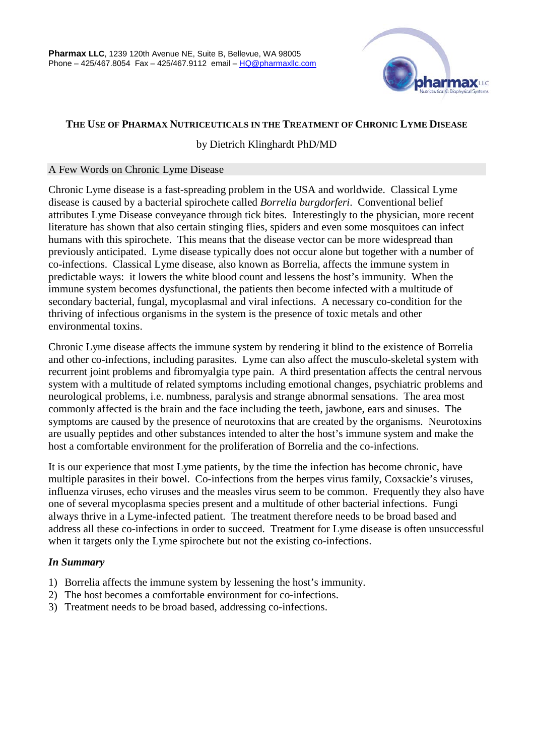**Pharmax LLC**, 1239 120th Avenue NE, Suite B, Bellevue, WA 98005
Phone – 425/467.8054 Fax – 425/467.9112 email – HQ@pharmaxllc.com

# THE USE OF PHARMAX NUTRICEUTICALS IN THE TREATMENT OF CHRONIC LYME DISEASE

by Dietrich Klinghardt PhD/MD

## A Few Words on Chronic Lyme Disease

Chronic Lyme disease is a fast-spreading problem in the USA and worldwide. Classical Lyme disease is caused by a bacterial spirochete called *Borrelia burgdorferi*. Conventional belief attributes Lyme Disease conveyance through tick bites. Interestingly to the physician, more recent literature has shown that also certain stinging flies, spiders and even some mosquitoes can infect humans with this spirochete. This means that the disease vector can be more widespread than previously anticipated. Lyme disease typically does not occur alone but together with a number of co-infections. Classical Lyme disease, also known as Borrelia, affects the immune system in predictable ways: it lowers the white blood count and lessens the host's immunity. When the immune system becomes dysfunctional, the patients then become infected with a multitude of secondary bacterial, fungal, mycoplasmal and viral infections. A necessary co-condition for the thriving of infectious organisms in the system is the presence of toxic metals and other environmental toxins.

Chronic Lyme disease affects the immune system by rendering it blind to the existence of Borrelia and other co-infections, including parasites. Lyme can also affect the musculo-skeletal system with recurrent joint problems and fibromyalgia type pain. A third presentation affects the central nervous system with a multitude of related symptoms including emotional changes, psychiatric problems and neurological problems, i.e. numbness, paralysis and strange abnormal sensations. The area most commonly affected is the brain and the face including the teeth, jawbone, ears and sinuses. The symptoms are caused by the presence of neurotoxins that are created by the organisms. Neurotoxins are usually peptides and other substances intended to alter the host's immune system and make the host a comfortable environment for the proliferation of Borrelia and the co-infections.

It is our experience that most Lyme patients, by the time the infection has become chronic, have multiple parasites in their bowel. Co-infections from the herpes virus family, Coxsackie's viruses, influenza viruses, echo viruses and the measles virus seem to be common. Frequently they also have one of several mycoplasma species present and a multitude of other bacterial infections. Fungi always thrive in a Lyme-infected patient. The treatment therefore needs to be broad based and address all these co-infections in order to succeed. Treatment for Lyme disease is often unsuccessful when it targets only the Lyme spirochete but not the existing co-infections.

***In Summary***

1) Borrelia affects the immune system by lessening the host's immunity.
2) The host becomes a comfortable environment for co-infections.
3) Treatment needs to be broad based, addressing co-infections.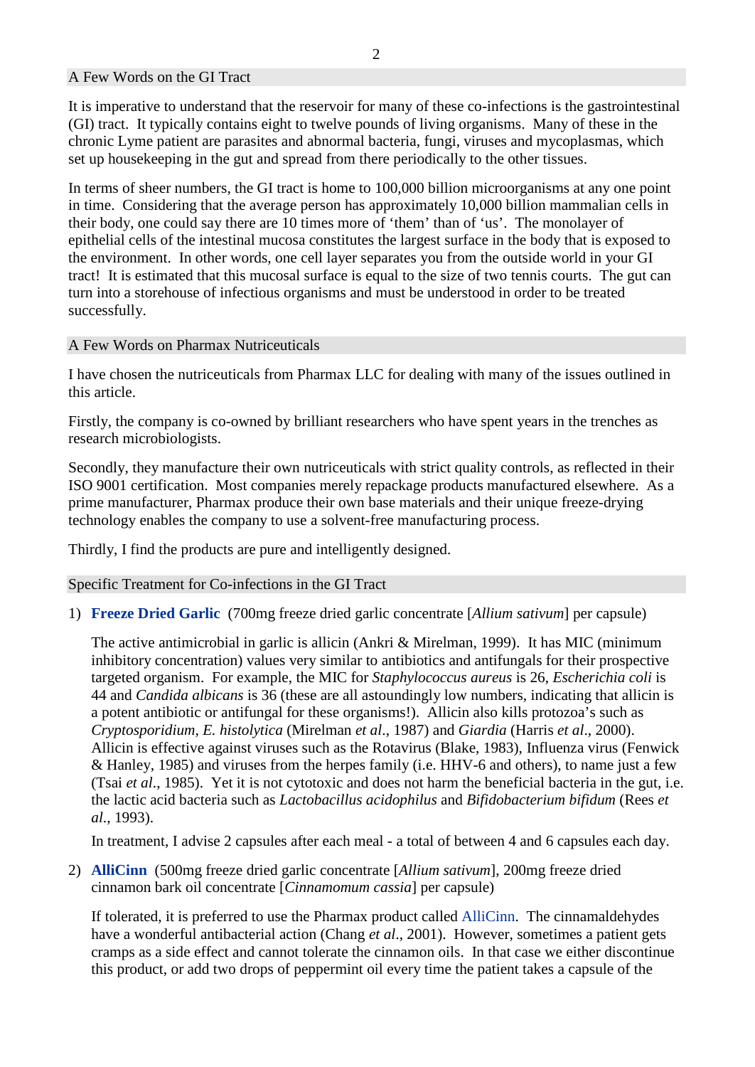## A Few Words on the GI Tract

It is imperative to understand that the reservoir for many of these co-infections is the gastrointestinal (GI) tract. It typically contains eight to twelve pounds of living organisms. Many of these in the chronic Lyme patient are parasites and abnormal bacteria, fungi, viruses and mycoplasmas, which set up housekeeping in the gut and spread from there periodically to the other tissues.

In terms of sheer numbers, the GI tract is home to 100,000 billion microorganisms at any one point in time. Considering that the average person has approximately 10,000 billion mammalian cells in their body, one could say there are 10 times more of 'them' than of 'us'. The monolayer of epithelial cells of the intestinal mucosa constitutes the largest surface in the body that is exposed to the environment. In other words, one cell layer separates you from the outside world in your GI tract! It is estimated that this mucosal surface is equal to the size of two tennis courts. The gut can turn into a storehouse of infectious organisms and must be understood in order to be treated successfully.

## A Few Words on Pharmax Nutriceuticals

I have chosen the nutriceuticals from Pharmax LLC for dealing with many of the issues outlined in this article.

Firstly, the company is co-owned by brilliant researchers who have spent years in the trenches as research microbiologists.

Secondly, they manufacture their own nutriceuticals with strict quality controls, as reflected in their ISO 9001 certification. Most companies merely repackage products manufactured elsewhere. As a prime manufacturer, Pharmax produce their own base materials and their unique freeze-drying technology enables the company to use a solvent-free manufacturing process.

Thirdly, I find the products are pure and intelligently designed.

## Specific Treatment for Co-infections in the GI Tract

1) **Freeze Dried Garlic** (700mg freeze dried garlic concentrate [*Allium sativum*] per capsule)

   The active antimicrobial in garlic is allicin (Ankri & Mirelman, 1999). It has MIC (minimum inhibitory concentration) values very similar to antibiotics and antifungals for their prospective targeted organism. For example, the MIC for *Staphylococcus aureus* is 26, *Escherichia coli* is 44 and *Candida albicans* is 36 (these are all astoundingly low numbers, indicating that allicin is a potent antibiotic or antifungal for these organisms!). Allicin also kills protozoa's such as *Cryptosporidium, E. histolytica* (Mirelman *et al*., 1987) and *Giardia* (Harris *et al*., 2000). Allicin is effective against viruses such as the Rotavirus (Blake, 1983), Influenza virus (Fenwick & Hanley, 1985) and viruses from the herpes family (i.e. HHV-6 and others), to name just a few (Tsai *et al*., 1985). Yet it is not cytotoxic and does not harm the beneficial bacteria in the gut, i.e. the lactic acid bacteria such as *Lactobacillus acidophilus* and *Bifidobacterium bifidum* (Rees *et al*., 1993).

   In treatment, I advise 2 capsules after each meal - a total of between 4 and 6 capsules each day.

2) **AlliCinn** (500mg freeze dried garlic concentrate [*Allium sativum*], 200mg freeze dried cinnamon bark oil concentrate [*Cinnamomum cassia*] per capsule)

   If tolerated, it is preferred to use the Pharmax product called AlliCinn. The cinnamaldehydes have a wonderful antibacterial action (Chang *et al*., 2001). However, sometimes a patient gets cramps as a side effect and cannot tolerate the cinnamon oils. In that case we either discontinue this product, or add two drops of peppermint oil every time the patient takes a capsule of the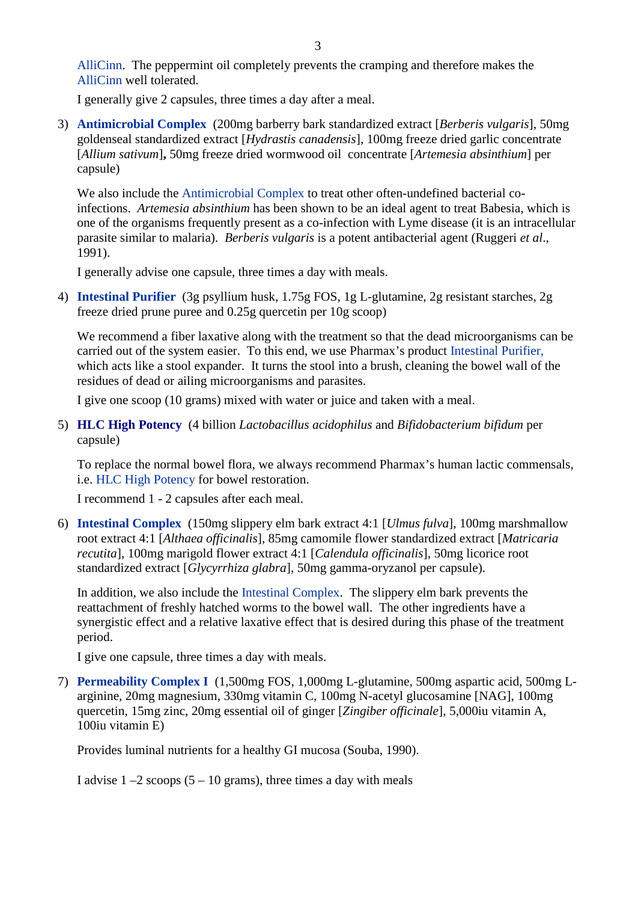AlliCinn. The peppermint oil completely prevents the cramping and therefore makes the AlliCinn well tolerated.

I generally give 2 capsules, three times a day after a meal.

3) **Antimicrobial Complex** (200mg barberry bark standardized extract [*Berberis vulgaris*], 50mg goldenseal standardized extract [*Hydrastis canadensis*], 100mg freeze dried garlic concentrate [*Allium sativum*]**,** 50mg freeze dried wormwood oil concentrate [*Artemesia absinthium*] per capsule)

   We also include the Antimicrobial Complex to treat other often-undefined bacterial co-infections. *Artemesia absinthium* has been shown to be an ideal agent to treat Babesia, which is one of the organisms frequently present as a co-infection with Lyme disease (it is an intracellular parasite similar to malaria). *Berberis vulgaris* is a potent antibacterial agent (Ruggeri *et al*., 1991).

   I generally advise one capsule, three times a day with meals.

4) **Intestinal Purifier** (3g psyllium husk, 1.75g FOS, 1g L-glutamine, 2g resistant starches, 2g freeze dried prune puree and 0.25g quercetin per 10g scoop)

   We recommend a fiber laxative along with the treatment so that the dead microorganisms can be carried out of the system easier. To this end, we use Pharmax's product Intestinal Purifier, which acts like a stool expander. It turns the stool into a brush, cleaning the bowel wall of the residues of dead or ailing microorganisms and parasites.

   I give one scoop (10 grams) mixed with water or juice and taken with a meal.

5) **HLC High Potency** (4 billion *Lactobacillus acidophilus* and *Bifidobacterium bifidum* per capsule)

   To replace the normal bowel flora, we always recommend Pharmax's human lactic commensals, i.e. HLC High Potency for bowel restoration.

   I recommend 1 - 2 capsules after each meal.

6) **Intestinal Complex** (150mg slippery elm bark extract 4:1 [*Ulmus fulva*], 100mg marshmallow root extract 4:1 [*Althaea officinalis*], 85mg camomile flower standardized extract [*Matricaria recutita*], 100mg marigold flower extract 4:1 [*Calendula officinalis*], 50mg licorice root standardized extract [*Glycyrrhiza glabra*], 50mg gamma-oryzanol per capsule).

   In addition, we also include the Intestinal Complex. The slippery elm bark prevents the reattachment of freshly hatched worms to the bowel wall. The other ingredients have a synergistic effect and a relative laxative effect that is desired during this phase of the treatment period.

   I give one capsule, three times a day with meals.

7) **Permeability Complex I** (1,500mg FOS, 1,000mg L-glutamine, 500mg aspartic acid, 500mg L-arginine, 20mg magnesium, 330mg vitamin C, 100mg N-acetyl glucosamine [NAG], 100mg quercetin, 15mg zinc, 20mg essential oil of ginger [*Zingiber officinale*], 5,000iu vitamin A, 100iu vitamin E)

   Provides luminal nutrients for a healthy GI mucosa (Souba, 1990).

   I advise 1 –2 scoops (5 – 10 grams), three times a day with meals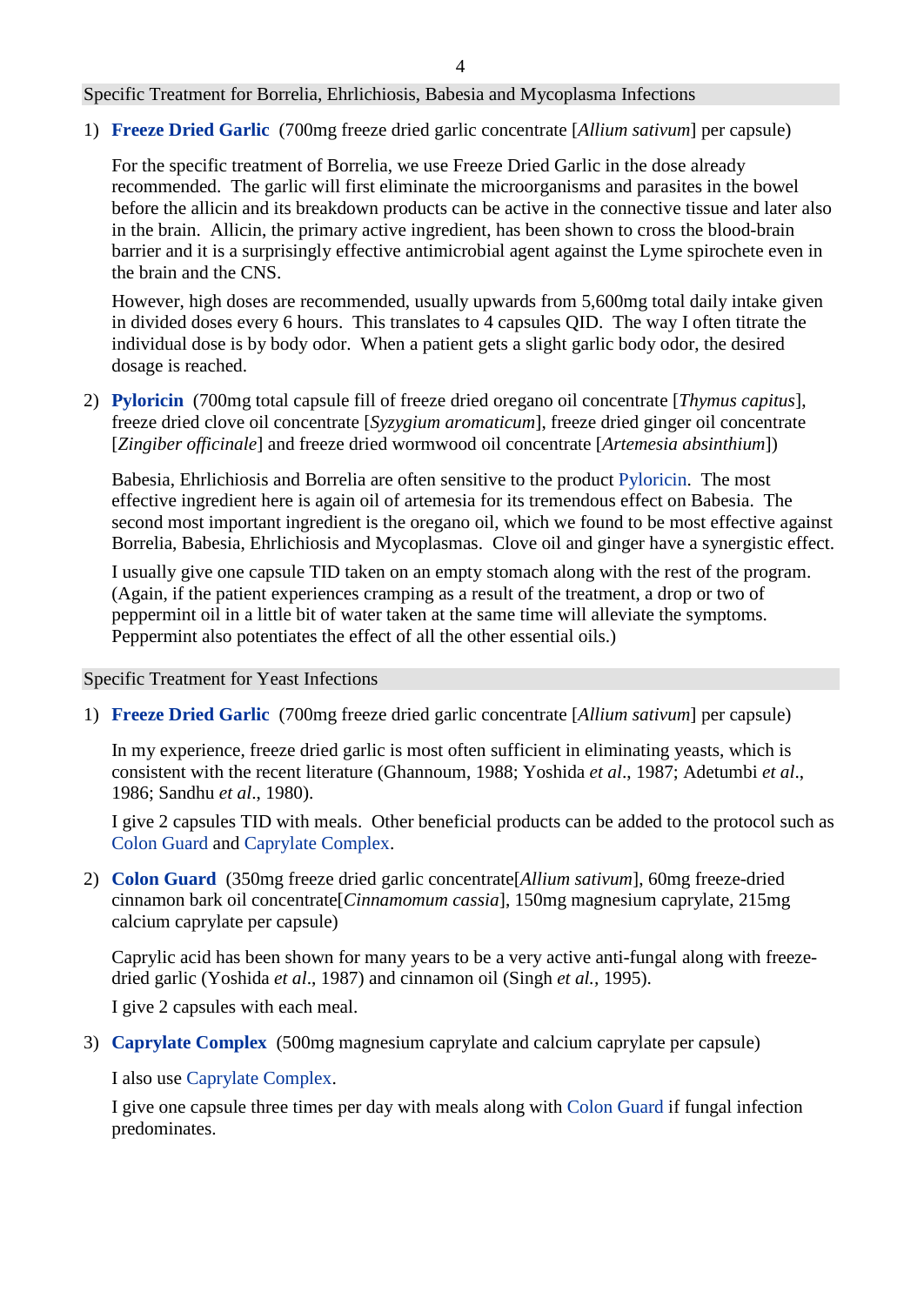## Specific Treatment for Borrelia, Ehrlichiosis, Babesia and Mycoplasma Infections

1) **Freeze Dried Garlic** (700mg freeze dried garlic concentrate [*Allium sativum*] per capsule)

   For the specific treatment of Borrelia, we use Freeze Dried Garlic in the dose already recommended. The garlic will first eliminate the microorganisms and parasites in the bowel before the allicin and its breakdown products can be active in the connective tissue and later also in the brain. Allicin, the primary active ingredient, has been shown to cross the blood-brain barrier and it is a surprisingly effective antimicrobial agent against the Lyme spirochete even in the brain and the CNS.

   However, high doses are recommended, usually upwards from 5,600mg total daily intake given in divided doses every 6 hours. This translates to 4 capsules QID. The way I often titrate the individual dose is by body odor. When a patient gets a slight garlic body odor, the desired dosage is reached.

2) **Pyloricin** (700mg total capsule fill of freeze dried oregano oil concentrate [*Thymus capitus*], freeze dried clove oil concentrate [*Syzygium aromaticum*], freeze dried ginger oil concentrate [*Zingiber officinale*] and freeze dried wormwood oil concentrate [*Artemesia absinthium*])

   Babesia, Ehrlichiosis and Borrelia are often sensitive to the product Pyloricin. The most effective ingredient here is again oil of artemesia for its tremendous effect on Babesia. The second most important ingredient is the oregano oil, which we found to be most effective against Borrelia, Babesia, Ehrlichiosis and Mycoplasmas. Clove oil and ginger have a synergistic effect.

   I usually give one capsule TID taken on an empty stomach along with the rest of the program. (Again, if the patient experiences cramping as a result of the treatment, a drop or two of peppermint oil in a little bit of water taken at the same time will alleviate the symptoms. Peppermint also potentiates the effect of all the other essential oils.)

## Specific Treatment for Yeast Infections

1) **Freeze Dried Garlic** (700mg freeze dried garlic concentrate [*Allium sativum*] per capsule)

   In my experience, freeze dried garlic is most often sufficient in eliminating yeasts, which is consistent with the recent literature (Ghannoum, 1988; Yoshida *et al*., 1987; Adetumbi *et al*., 1986; Sandhu *et al*., 1980).

   I give 2 capsules TID with meals. Other beneficial products can be added to the protocol such as Colon Guard and Caprylate Complex.

2) **Colon Guard** (350mg freeze dried garlic concentrate[*Allium sativum*], 60mg freeze-dried cinnamon bark oil concentrate[*Cinnamomum cassia*], 150mg magnesium caprylate, 215mg calcium caprylate per capsule)

   Caprylic acid has been shown for many years to be a very active anti-fungal along with freeze-dried garlic (Yoshida *et al*., 1987) and cinnamon oil (Singh *et al.*, 1995).

   I give 2 capsules with each meal.

3) **Caprylate Complex** (500mg magnesium caprylate and calcium caprylate per capsule)

   I also use Caprylate Complex.

   I give one capsule three times per day with meals along with Colon Guard if fungal infection predominates.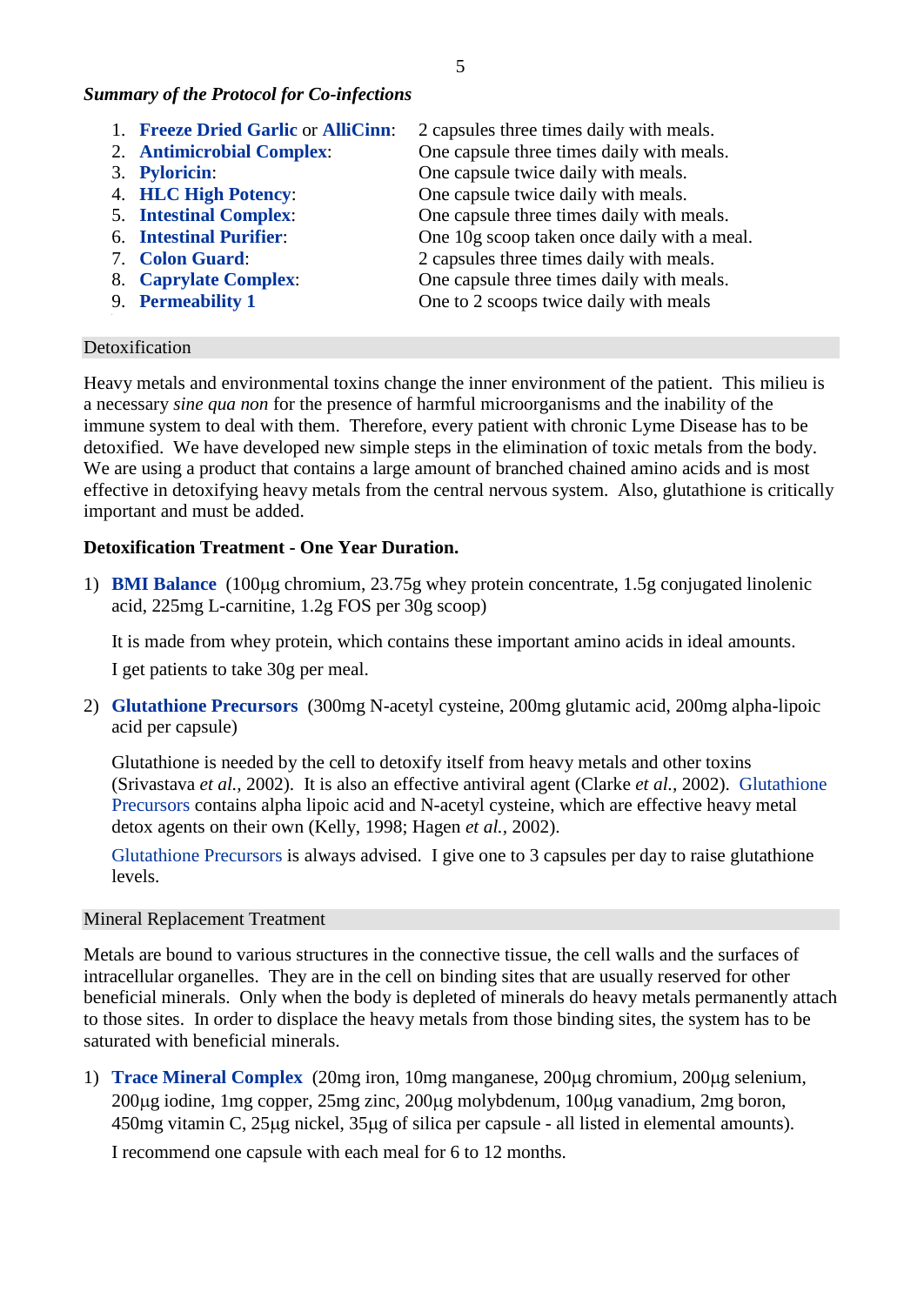***Summary of the Protocol for Co-infections***

1. **Freeze Dried Garlic** or **AlliCinn**: 2 capsules three times daily with meals.
2. **Antimicrobial Complex**: One capsule three times daily with meals.
3. **Pyloricin**: One capsule twice daily with meals.
4. **HLC High Potency**: One capsule twice daily with meals.
5. **Intestinal Complex**: One capsule three times daily with meals.
6. **Intestinal Purifier**: One 10g scoop taken once daily with a meal.
7. **Colon Guard**: 2 capsules three times daily with meals.
8. **Caprylate Complex**: One capsule three times daily with meals.
9. **Permeability 1** One to 2 scoops twice daily with meals

## Detoxification

Heavy metals and environmental toxins change the inner environment of the patient. This milieu is a necessary *sine qua non* for the presence of harmful microorganisms and the inability of the immune system to deal with them. Therefore, every patient with chronic Lyme Disease has to be detoxified. We have developed new simple steps in the elimination of toxic metals from the body. We are using a product that contains a large amount of branched chained amino acids and is most effective in detoxifying heavy metals from the central nervous system. Also, glutathione is critically important and must be added.

**Detoxification Treatment - One Year Duration.**

1) **BMI Balance** (100µg chromium, 23.75g whey protein concentrate, 1.5g conjugated linolenic acid, 225mg L-carnitine, 1.2g FOS per 30g scoop)

   It is made from whey protein, which contains these important amino acids in ideal amounts.

   I get patients to take 30g per meal.

2) **Glutathione Precursors** (300mg N-acetyl cysteine, 200mg glutamic acid, 200mg alpha-lipoic acid per capsule)

   Glutathione is needed by the cell to detoxify itself from heavy metals and other toxins (Srivastava *et al.*, 2002). It is also an effective antiviral agent (Clarke *et al.*, 2002). Glutathione Precursors contains alpha lipoic acid and N-acetyl cysteine, which are effective heavy metal detox agents on their own (Kelly, 1998; Hagen *et al.*, 2002).

   Glutathione Precursors is always advised. I give one to 3 capsules per day to raise glutathione levels.

## Mineral Replacement Treatment

Metals are bound to various structures in the connective tissue, the cell walls and the surfaces of intracellular organelles. They are in the cell on binding sites that are usually reserved for other beneficial minerals. Only when the body is depleted of minerals do heavy metals permanently attach to those sites. In order to displace the heavy metals from those binding sites, the system has to be saturated with beneficial minerals.

1) **Trace Mineral Complex** (20mg iron, 10mg manganese, 200µg chromium, 200µg selenium, 200µg iodine, 1mg copper, 25mg zinc, 200µg molybdenum, 100µg vanadium, 2mg boron, 450mg vitamin C, 25µg nickel, 35µg of silica per capsule - all listed in elemental amounts).

   I recommend one capsule with each meal for 6 to 12 months.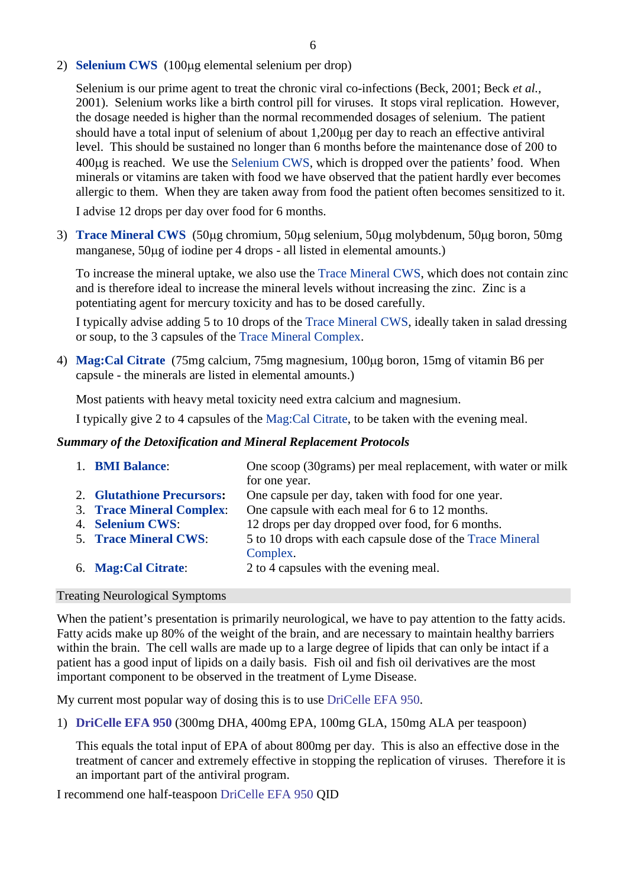2) **Selenium CWS** (100μg elemental selenium per drop)

Selenium is our prime agent to treat the chronic viral co-infections (Beck, 2001; Beck *et al.*, 2001). Selenium works like a birth control pill for viruses. It stops viral replication. However, the dosage needed is higher than the normal recommended dosages of selenium. The patient should have a total input of selenium of about 1,200μg per day to reach an effective antiviral level. This should be sustained no longer than 6 months before the maintenance dose of 200 to 400μg is reached. We use the Selenium CWS, which is dropped over the patients' food. When minerals or vitamins are taken with food we have observed that the patient hardly ever becomes allergic to them. When they are taken away from food the patient often becomes sensitized to it.

I advise 12 drops per day over food for 6 months.

3) **Trace Mineral CWS** (50μg chromium, 50μg selenium, 50μg molybdenum, 50μg boron, 50mg manganese, 50μg of iodine per 4 drops - all listed in elemental amounts.)

To increase the mineral uptake, we also use the Trace Mineral CWS, which does not contain zinc and is therefore ideal to increase the mineral levels without increasing the zinc. Zinc is a potentiating agent for mercury toxicity and has to be dosed carefully.

I typically advise adding 5 to 10 drops of the Trace Mineral CWS, ideally taken in salad dressing or soup, to the 3 capsules of the Trace Mineral Complex.

4) **Mag:Cal Citrate** (75mg calcium, 75mg magnesium, 100μg boron, 15mg of vitamin B6 per capsule - the minerals are listed in elemental amounts.)

Most patients with heavy metal toxicity need extra calcium and magnesium.

I typically give 2 to 4 capsules of the Mag:Cal Citrate, to be taken with the evening meal.

***Summary of the Detoxification and Mineral Replacement Protocols***

| | |
|---|---|
| 1. **BMI Balance**: | One scoop (30grams) per meal replacement, with water or milk for one year. |
| 2. **Glutathione Precursors:** | One capsule per day, taken with food for one year. |
| 3. **Trace Mineral Complex**: | One capsule with each meal for 6 to 12 months. |
| 4. **Selenium CWS**: | 12 drops per day dropped over food, for 6 months. |
| 5. **Trace Mineral CWS**: | 5 to 10 drops with each capsule dose of the Trace Mineral Complex. |
| 6. **Mag:Cal Citrate**: | 2 to 4 capsules with the evening meal. |

## Treating Neurological Symptoms

When the patient's presentation is primarily neurological, we have to pay attention to the fatty acids. Fatty acids make up 80% of the weight of the brain, and are necessary to maintain healthy barriers within the brain. The cell walls are made up to a large degree of lipids that can only be intact if a patient has a good input of lipids on a daily basis. Fish oil and fish oil derivatives are the most important component to be observed in the treatment of Lyme Disease.

My current most popular way of dosing this is to use DriCelle EFA 950.

1) **DriCelle EFA 950** (300mg DHA, 400mg EPA, 100mg GLA, 150mg ALA per teaspoon)

This equals the total input of EPA of about 800mg per day. This is also an effective dose in the treatment of cancer and extremely effective in stopping the replication of viruses. Therefore it is an important part of the antiviral program.

I recommend one half-teaspoon DriCelle EFA 950 QID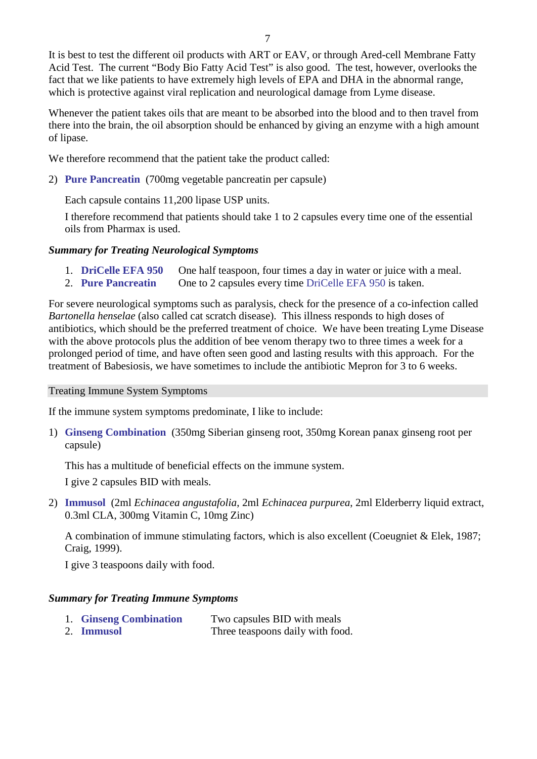It is best to test the different oil products with ART or EAV, or through Ared-cell Membrane Fatty Acid Test. The current "Body Bio Fatty Acid Test" is also good. The test, however, overlooks the fact that we like patients to have extremely high levels of EPA and DHA in the abnormal range, which is protective against viral replication and neurological damage from Lyme disease.

Whenever the patient takes oils that are meant to be absorbed into the blood and to then travel from there into the brain, the oil absorption should be enhanced by giving an enzyme with a high amount of lipase.

We therefore recommend that the patient take the product called:

2) **Pure Pancreatin** (700mg vegetable pancreatin per capsule)

   Each capsule contains 11,200 lipase USP units.

   I therefore recommend that patients should take 1 to 2 capsules every time one of the essential oils from Pharmax is used.

***Summary for Treating Neurological Symptoms***

1. **DriCelle EFA 950** One half teaspoon, four times a day in water or juice with a meal.
2. **Pure Pancreatin** One to 2 capsules every time DriCelle EFA 950 is taken.

For severe neurological symptoms such as paralysis, check for the presence of a co-infection called *Bartonella henselae* (also called cat scratch disease). This illness responds to high doses of antibiotics, which should be the preferred treatment of choice. We have been treating Lyme Disease with the above protocols plus the addition of bee venom therapy two to three times a week for a prolonged period of time, and have often seen good and lasting results with this approach. For the treatment of Babesiosis, we have sometimes to include the antibiotic Mepron for 3 to 6 weeks.

## Treating Immune System Symptoms

If the immune system symptoms predominate, I like to include:

1) **Ginseng Combination** (350mg Siberian ginseng root, 350mg Korean panax ginseng root per capsule)

   This has a multitude of beneficial effects on the immune system.

   I give 2 capsules BID with meals.

2) **Immusol** (2ml *Echinacea angustafolia*, 2ml *Echinacea purpurea*, 2ml Elderberry liquid extract, 0.3ml CLA, 300mg Vitamin C, 10mg Zinc)

   A combination of immune stimulating factors, which is also excellent (Coeugniet & Elek, 1987; Craig, 1999).

   I give 3 teaspoons daily with food.

***Summary for Treating Immune Symptoms***

1. **Ginseng Combination** Two capsules BID with meals
2. **Immusol** Three teaspoons daily with food.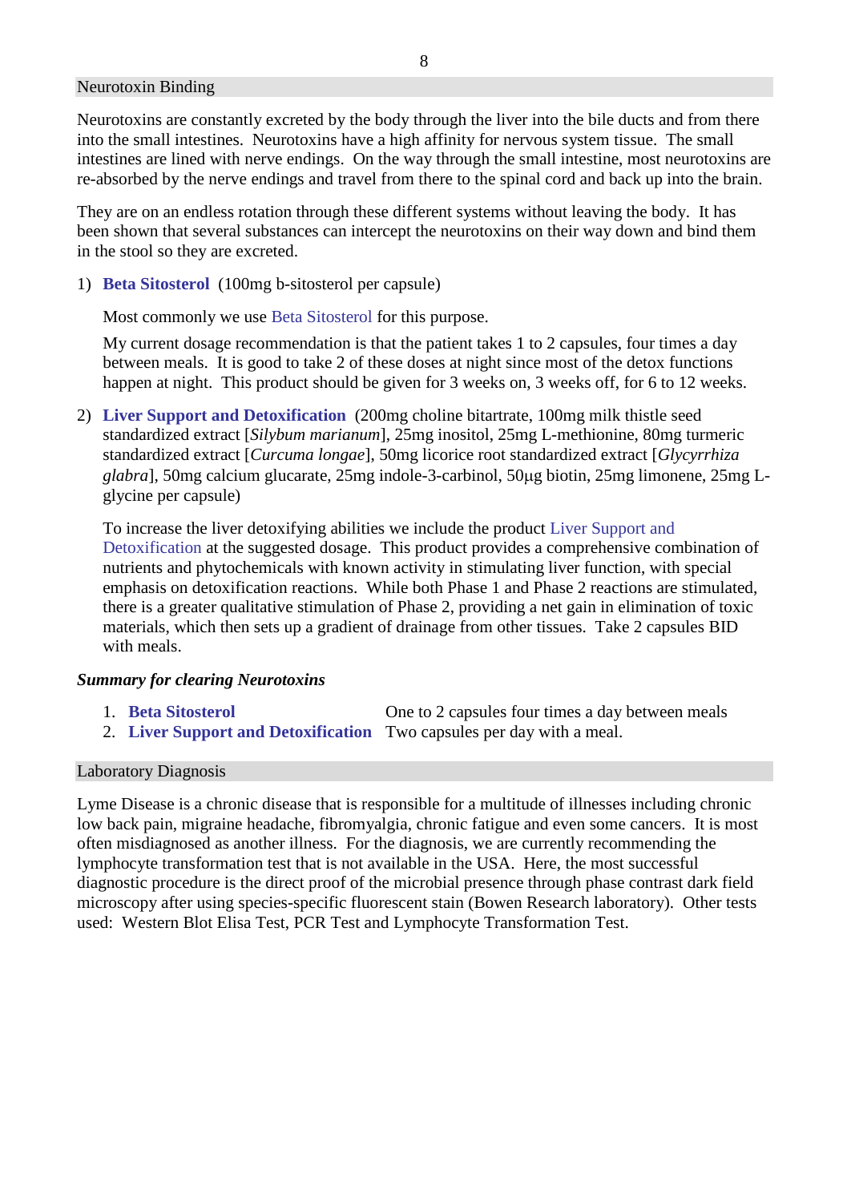## Neurotoxin Binding

Neurotoxins are constantly excreted by the body through the liver into the bile ducts and from there into the small intestines. Neurotoxins have a high affinity for nervous system tissue. The small intestines are lined with nerve endings. On the way through the small intestine, most neurotoxins are re-absorbed by the nerve endings and travel from there to the spinal cord and back up into the brain.

They are on an endless rotation through these different systems without leaving the body. It has been shown that several substances can intercept the neurotoxins on their way down and bind them in the stool so they are excreted.

1) **Beta Sitosterol** (100mg b-sitosterol per capsule)

   Most commonly we use Beta Sitosterol for this purpose.

   My current dosage recommendation is that the patient takes 1 to 2 capsules, four times a day between meals. It is good to take 2 of these doses at night since most of the detox functions happen at night. This product should be given for 3 weeks on, 3 weeks off, for 6 to 12 weeks.

2) **Liver Support and Detoxification** (200mg choline bitartrate, 100mg milk thistle seed standardized extract [*Silybum marianum*], 25mg inositol, 25mg L-methionine, 80mg turmeric standardized extract [*Curcuma longae*], 50mg licorice root standardized extract [*Glycyrrhiza glabra*], 50mg calcium glucarate, 25mg indole-3-carbinol, 50µg biotin, 25mg limonene, 25mg L-glycine per capsule)

   To increase the liver detoxifying abilities we include the product Liver Support and Detoxification at the suggested dosage. This product provides a comprehensive combination of nutrients and phytochemicals with known activity in stimulating liver function, with special emphasis on detoxification reactions. While both Phase 1 and Phase 2 reactions are stimulated, there is a greater qualitative stimulation of Phase 2, providing a net gain in elimination of toxic materials, which then sets up a gradient of drainage from other tissues. Take 2 capsules BID with meals.

***Summary for clearing Neurotoxins***

| | |
|---|---|
| 1. **Beta Sitosterol** | One to 2 capsules four times a day between meals |
| 2. **Liver Support and Detoxification** | Two capsules per day with a meal. |

## Laboratory Diagnosis

Lyme Disease is a chronic disease that is responsible for a multitude of illnesses including chronic low back pain, migraine headache, fibromyalgia, chronic fatigue and even some cancers. It is most often misdiagnosed as another illness. For the diagnosis, we are currently recommending the lymphocyte transformation test that is not available in the USA. Here, the most successful diagnostic procedure is the direct proof of the microbial presence through phase contrast dark field microscopy after using species-specific fluorescent stain (Bowen Research laboratory). Other tests used: Western Blot Elisa Test, PCR Test and Lymphocyte Transformation Test.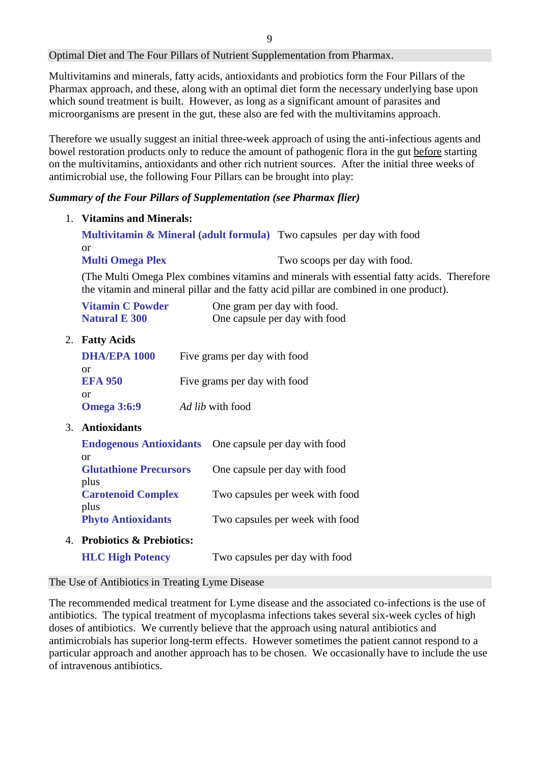## Optimal Diet and The Four Pillars of Nutrient Supplementation from Pharmax.

Multivitamins and minerals, fatty acids, antioxidants and probiotics form the Four Pillars of the Pharmax approach, and these, along with an optimal diet form the necessary underlying base upon which sound treatment is built. However, as long as a significant amount of parasites and microorganisms are present in the gut, these also are fed with the multivitamins approach.

Therefore we usually suggest an initial three-week approach of using the anti-infectious agents and bowel restoration products only to reduce the amount of pathogenic flora in the gut before starting on the multivitamins, antioxidants and other rich nutrient sources. After the initial three weeks of antimicrobial use, the following Four Pillars can be brought into play:

***Summary of the Four Pillars of Supplementation (see Pharmax flier)***

1. **Vitamins and Minerals:**

   **Multivitamin & Mineral (adult formula)** Two capsules per day with food
   or
   **Multi Omega Plex** Two scoops per day with food.

   (The Multi Omega Plex combines vitamins and minerals with essential fatty acids. Therefore the vitamin and mineral pillar and the fatty acid pillar are combined in one product).

   **Vitamin C Powder** One gram per day with food.
   **Natural E 300** One capsule per day with food

2. **Fatty Acids**

   **DHA/EPA 1000** Five grams per day with food
   or
   **EFA 950** Five grams per day with food
   or
   **Omega 3:6:9** *Ad lib* with food

3. **Antioxidants**

   **Endogenous Antioxidants** One capsule per day with food
   or
   **Glutathione Precursors** One capsule per day with food
   plus
   **Carotenoid Complex** Two capsules per week with food
   plus
   **Phyto Antioxidants** Two capsules per week with food

4. **Probiotics & Prebiotics:**

   **HLC High Potency** Two capsules per day with food

## The Use of Antibiotics in Treating Lyme Disease

The recommended medical treatment for Lyme disease and the associated co-infections is the use of antibiotics. The typical treatment of mycoplasma infections takes several six-week cycles of high doses of antibiotics. We currently believe that the approach using natural antibiotics and antimicrobials has superior long-term effects. However sometimes the patient cannot respond to a particular approach and another approach has to be chosen. We occasionally have to include the use of intravenous antibiotics.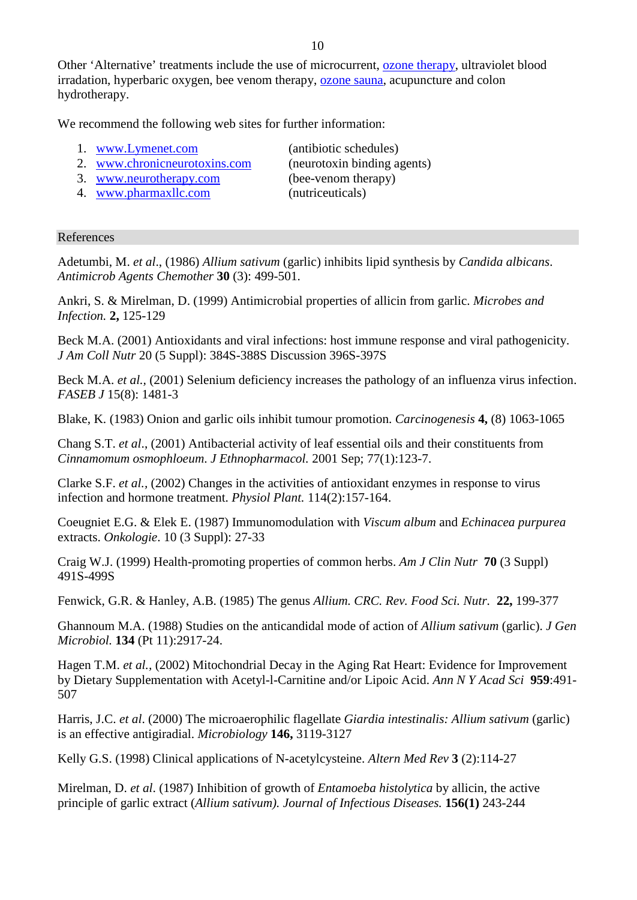Other 'Alternative' treatments include the use of microcurrent, ozone therapy, ultraviolet blood irradiation, hyperbaric oxygen, bee venom therapy, ozone sauna, acupuncture and colon hydrotherapy.

We recommend the following web sites for further information:

1. www.Lymenet.com (antibiotic schedules)
2. www.chronicneurotoxins.com (neurotoxin binding agents)
3. www.neurotherapy.com (bee-venom therapy)
4. www.pharmaxllc.com (nutriceuticals)

## References

Adetumbi, M. *et al*., (1986) *Allium sativum* (garlic) inhibits lipid synthesis by *Candida albicans*. *Antimicrob Agents Chemother* **30** (3): 499-501.

Ankri, S. & Mirelman, D. (1999) Antimicrobial properties of allicin from garlic. *Microbes and Infection.* **2,** 125-129

Beck M.A. (2001) Antioxidants and viral infections: host immune response and viral pathogenicity. *J Am Coll Nutr* 20 (5 Suppl): 384S-388S Discussion 396S-397S

Beck M.A. *et al.,* (2001) Selenium deficiency increases the pathology of an influenza virus infection. *FASEB J* 15(8): 1481-3

Blake, K. (1983) Onion and garlic oils inhibit tumour promotion. *Carcinogenesis* **4,** (8) 1063-1065

Chang S.T. *et al*., (2001) Antibacterial activity of leaf essential oils and their constituents from *Cinnamomum osmophloeum*. *J Ethnopharmacol.* 2001 Sep; 77(1):123-7.

Clarke S.F. *et al.,* (2002) Changes in the activities of antioxidant enzymes in response to virus infection and hormone treatment. *Physiol Plant.* 114(2):157-164.

Coeugniet E.G. & Elek E. (1987) Immunomodulation with *Viscum album* and *Echinacea purpurea* extracts. *Onkologie*. 10 (3 Suppl): 27-33

Craig W.J. (1999) Health-promoting properties of common herbs. *Am J Clin Nutr* **70** (3 Suppl) 491S-499S

Fenwick, G.R. & Hanley, A.B. (1985) The genus *Allium. CRC. Rev. Food Sci. Nutr.* **22,** 199-377

Ghannoum M.A. (1988) Studies on the anticandidal mode of action of *Allium sativum* (garlic). *J Gen Microbiol.* **134** (Pt 11):2917-24.

Hagen T.M. *et al.,* (2002) Mitochondrial Decay in the Aging Rat Heart: Evidence for Improvement by Dietary Supplementation with Acetyl-l-Carnitine and/or Lipoic Acid. *Ann N Y Acad Sci* **959**:491-507

Harris, J.C. *et al*. (2000) The microaerophilic flagellate *Giardia intestinalis: Allium sativum* (garlic) is an effective antigiradial. *Microbiology* **146,** 3119-3127

Kelly G.S. (1998) Clinical applications of N-acetylcysteine. *Altern Med Rev* **3** (2):114-27

Mirelman, D. *et al*. (1987) Inhibition of growth of *Entamoeba histolytica* by allicin, the active principle of garlic extract (*Allium sativum). Journal of Infectious Diseases.* **156(1)** 243-244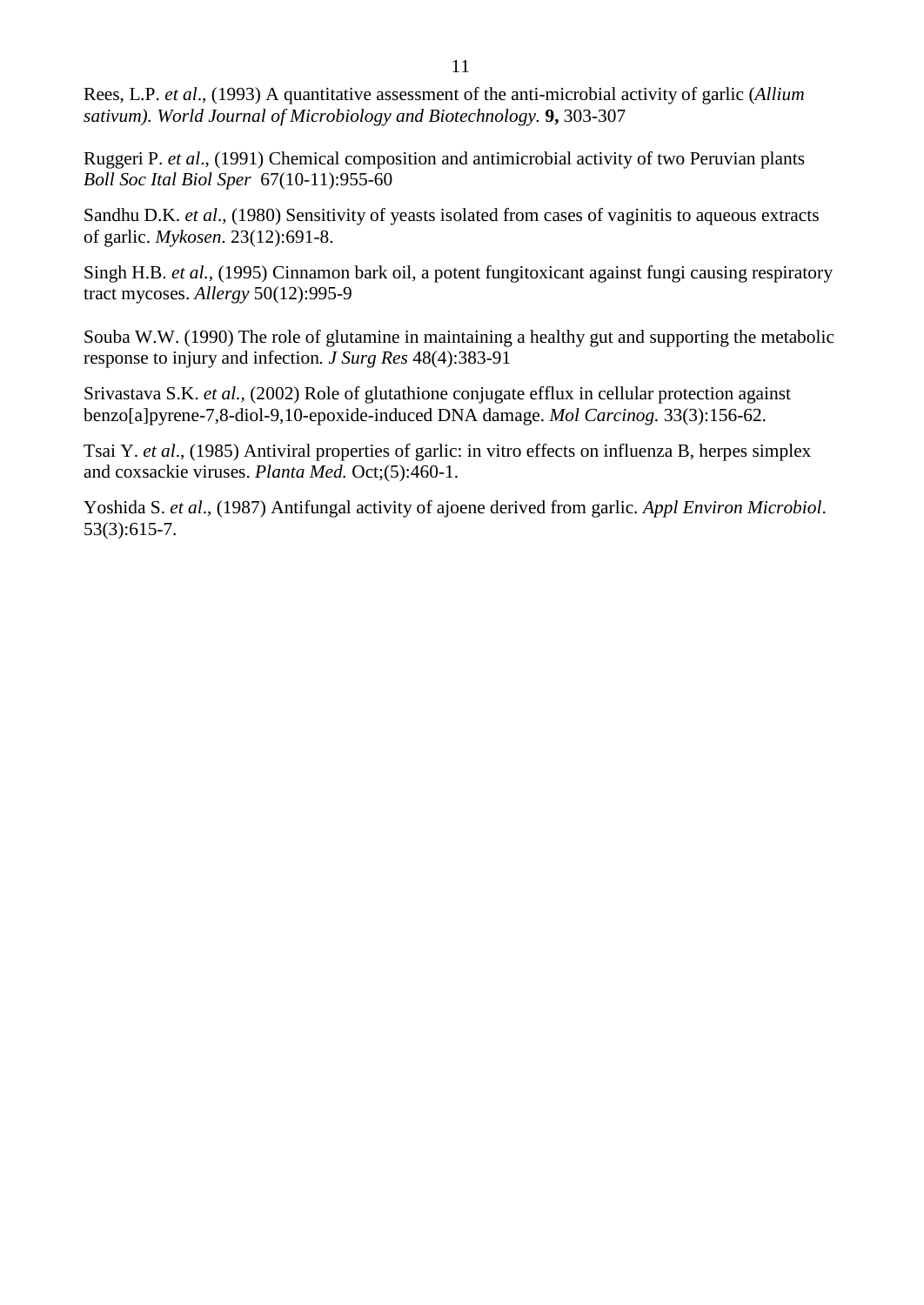Rees, L.P. *et al*., (1993) A quantitative assessment of the anti-microbial activity of garlic (*Allium sativum). World Journal of Microbiology and Biotechnology.* **9,** 303-307

Ruggeri P. *et al*., (1991) Chemical composition and antimicrobial activity of two Peruvian plants *Boll Soc Ital Biol Sper* 67(10-11):955-60

Sandhu D.K. *et al*., (1980) Sensitivity of yeasts isolated from cases of vaginitis to aqueous extracts of garlic. *Mykosen*. 23(12):691-8.

Singh H.B. *et al.*, (1995) Cinnamon bark oil, a potent fungitoxicant against fungi causing respiratory tract mycoses. *Allergy* 50(12):995-9

Souba W.W. (1990) The role of glutamine in maintaining a healthy gut and supporting the metabolic response to injury and infection*. J Surg Res* 48(4):383-91

Srivastava S.K. *et al.,* (2002) Role of glutathione conjugate efflux in cellular protection against benzo[a]pyrene-7,8-diol-9,10-epoxide-induced DNA damage. *Mol Carcinog.* 33(3):156-62.

Tsai Y. *et al*., (1985) Antiviral properties of garlic: in vitro effects on influenza B, herpes simplex and coxsackie viruses. *Planta Med.* Oct;(5):460-1.

Yoshida S. *et al*., (1987) Antifungal activity of ajoene derived from garlic. *Appl Environ Microbiol*. 53(3):615-7.